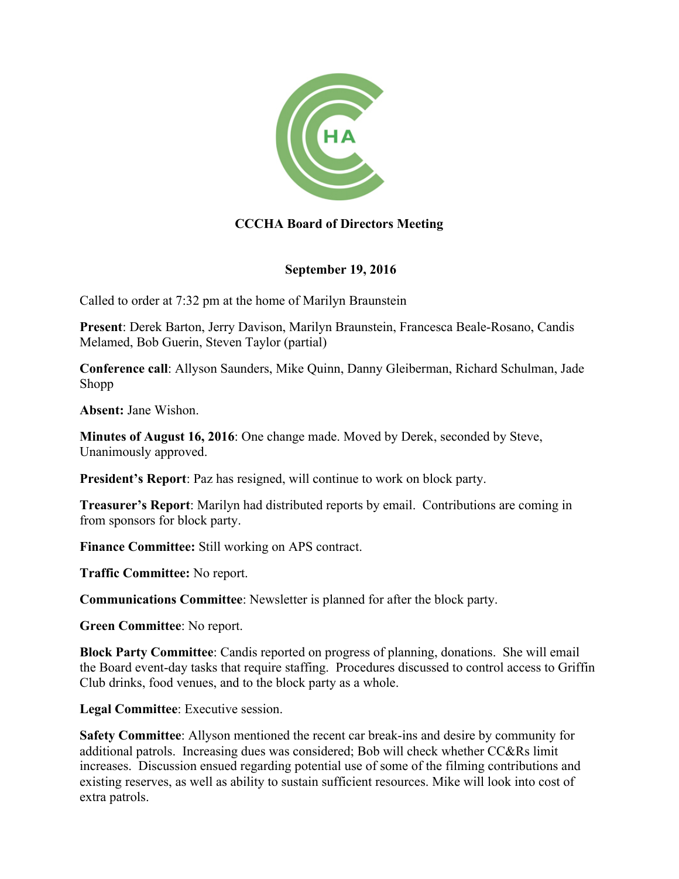# CCCHA Board of Directors Meeting

## September 19, 2016

Called to order at 7:32 pm at the home of Marilyn Braunstein

**Present**: Derek Barton, Jerry Davison, Marilyn Braunstein, Francesca Beale-Rosano, Candis Melamed, Bob Guerin, Steven Taylor (partial)

**Conference call**: Allyson Saunders, Mike Quinn, Danny Gleiberman, Richard Schulman, Jade Shopp

**Absent:** Jane Wishon.

**Minutes of August 16, 2016**: One change made. Moved by Derek, seconded by Steve, Unanimously approved.

**President's Report**: Paz has resigned, will continue to work on block party.

**Treasurer's Report**: Marilyn had distributed reports by email. Contributions are coming in from sponsors for block party.

**Finance Committee:** Still working on APS contract.

**Traffic Committee:** No report.

**Communications Committee**: Newsletter is planned for after the block party.

**Green Committee**: No report.

**Block Party Committee**: Candis reported on progress of planning, donations. She will email the Board event-day tasks that require staffing. Procedures discussed to control access to Griffin Club drinks, food venues, and to the block party as a whole.

**Legal Committee**: Executive session.

**Safety Committee**: Allyson mentioned the recent car break-ins and desire by community for additional patrols. Increasing dues was considered; Bob will check whether CC&Rs limit increases. Discussion ensued regarding potential use of some of the filming contributions and existing reserves, as well as ability to sustain sufficient resources. Mike will look into cost of extra patrols.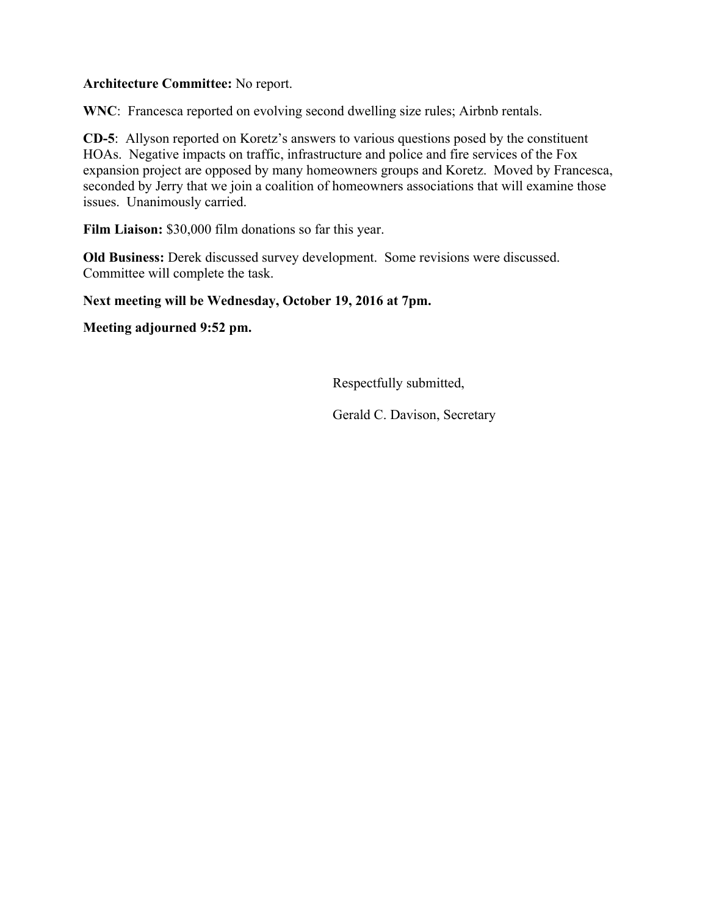**Architecture Committee:** No report.

**WNC**: Francesca reported on evolving second dwelling size rules; Airbnb rentals.

**CD-5**: Allyson reported on Koretz's answers to various questions posed by the constituent HOAs. Negative impacts on traffic, infrastructure and police and fire services of the Fox expansion project are opposed by many homeowners groups and Koretz. Moved by Francesca, seconded by Jerry that we join a coalition of homeowners associations that will examine those issues. Unanimously carried.

**Film Liaison:** $30,000 film donations so far this year.

**Old Business:** Derek discussed survey development. Some revisions were discussed. Committee will complete the task.

**Next meeting will be Wednesday, October 19, 2016 at 7pm.**

**Meeting adjourned 9:52 pm.**

Respectfully submitted,

Gerald C. Davison, Secretary